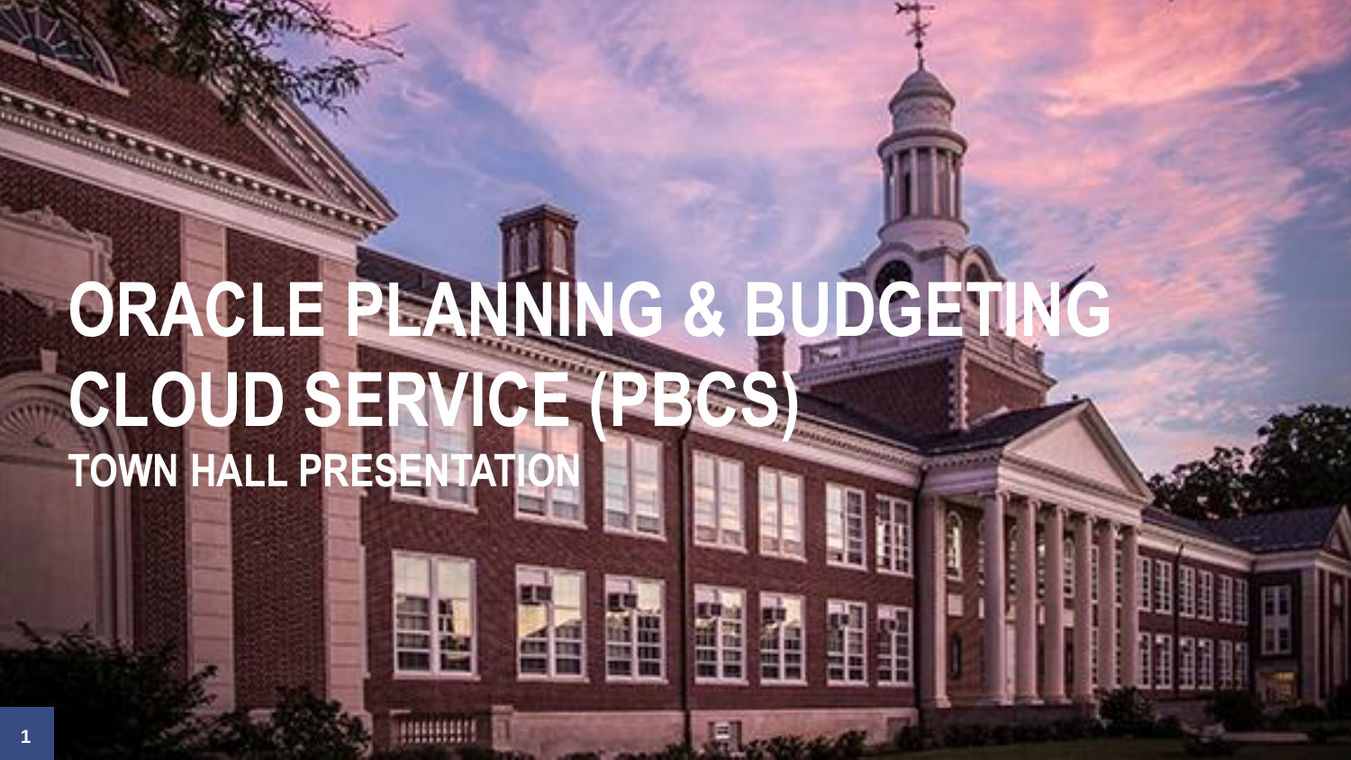# ORACLE PLANNING & BUDGETING CLOUD SERVICE (PBCS)

## TOWN HALL PRESENTATION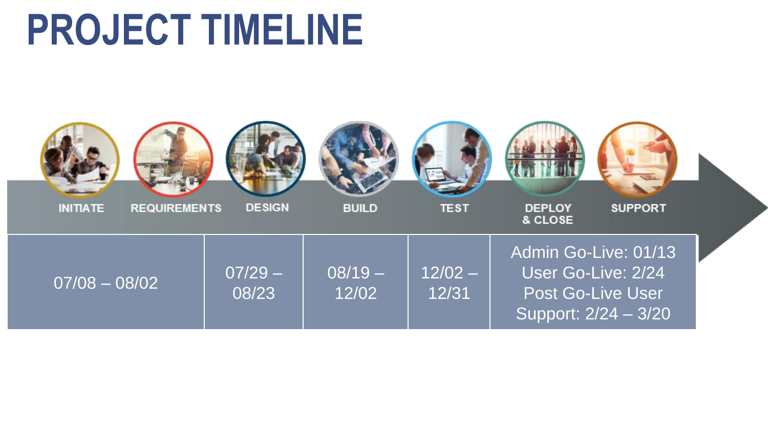# PROJECT TIMELINE

| INITIATE | REQUIREMENTS | DESIGN | BUILD | TEST | DEPLOY & CLOSE | SUPPORT |
|---|---|---|---|---|---|---|
| 07/08 – 08/02 | | 07/29 – 08/23 | 08/19 – 12/02 | 12/02 – 12/31 | Admin Go-Live: 01/13<br>User Go-Live: 2/24<br>Post Go-Live User Support: 2/24 – 3/20 | |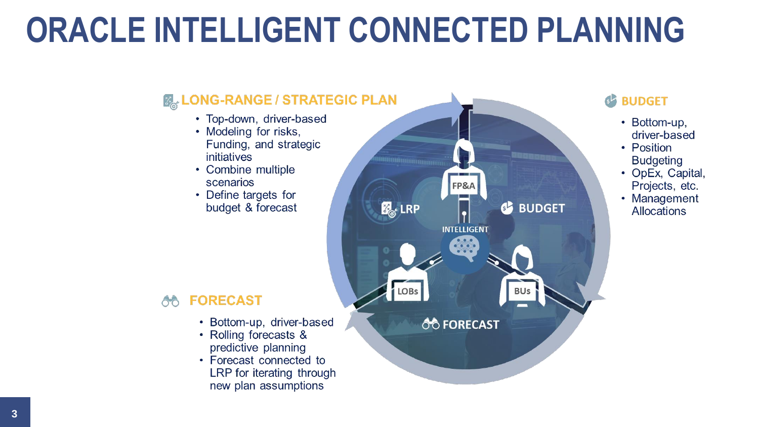# ORACLE INTELLIGENT CONNECTED PLANNING

## LONG-RANGE / STRATEGIC PLAN

- Top-down, driver-based
- Modeling for risks, Funding, and strategic initiatives
- Combine multiple scenarios
- Define targets for budget & forecast

## BUDGET

- Bottom-up, driver-based
- Position Budgeting
- OpEx, Capital, Projects, etc.
- Management Allocations

## FORECAST

- Bottom-up, driver-based
- Rolling forecasts & predictive planning
- Forecast connected to LRP for iterating through new plan assumptions

LRP | BUDGET | FORECAST | FP&A | INTELLIGENT | LOBs | BUs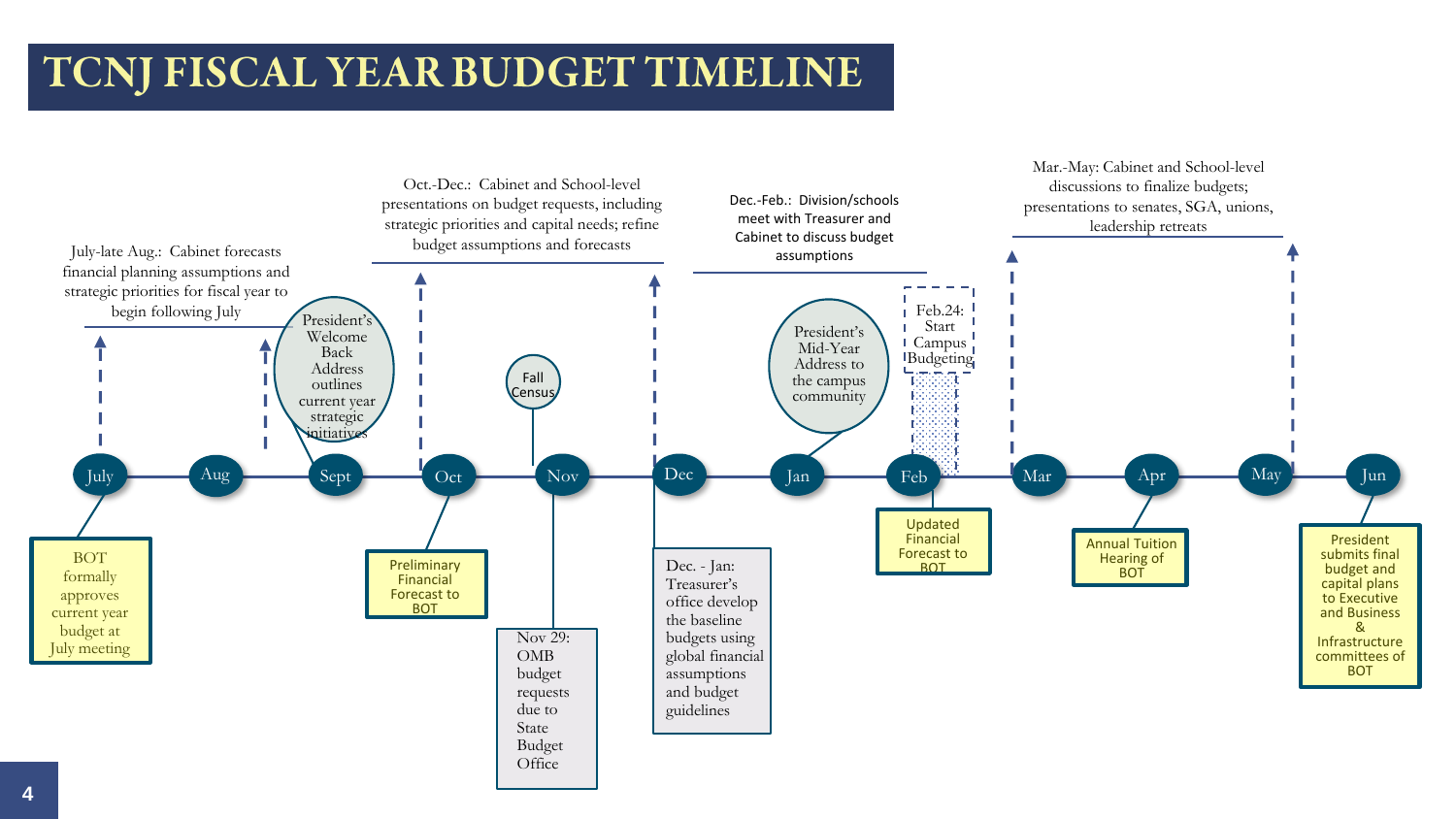# TCNJ FISCAL YEAR BUDGET TIMELINE

**July:**
- July-late Aug.: Cabinet forecasts financial planning assumptions and strategic priorities for fiscal year to begin following July
- BOT formally approves current year budget at July meeting

**Aug**

**Sept:**
- President's Welcome Back Address outlines current year strategic initiatives

**Oct:**
- Oct.-Dec.: Cabinet and School-level presentations on budget requests, including strategic priorities and capital needs; refine budget assumptions and forecasts
- Preliminary Financial Forecast to BOT

**Nov:**
- Fall Census
- Nov 29: OMB budget requests due to State Budget Office

**Dec:**
- Dec.-Feb.: Division/schools meet with Treasurer and Cabinet to discuss budget assumptions
- Dec. - Jan: Treasurer's office develop the baseline budgets using global financial assumptions and budget guidelines

**Jan:**
- President's Mid-Year Address to the campus community

**Feb:**
- Feb.24: Start Campus Budgeting
- Updated Financial Forecast to BOT

**Mar:**
- Mar.-May: Cabinet and School-level discussions to finalize budgets; presentations to senates, SGA, unions, leadership retreats

**Apr:**
- Annual Tuition Hearing of BOT

**May**

**Jun:**
- President submits final budget and capital plans to Executive and Business & Infrastructure committees of BOT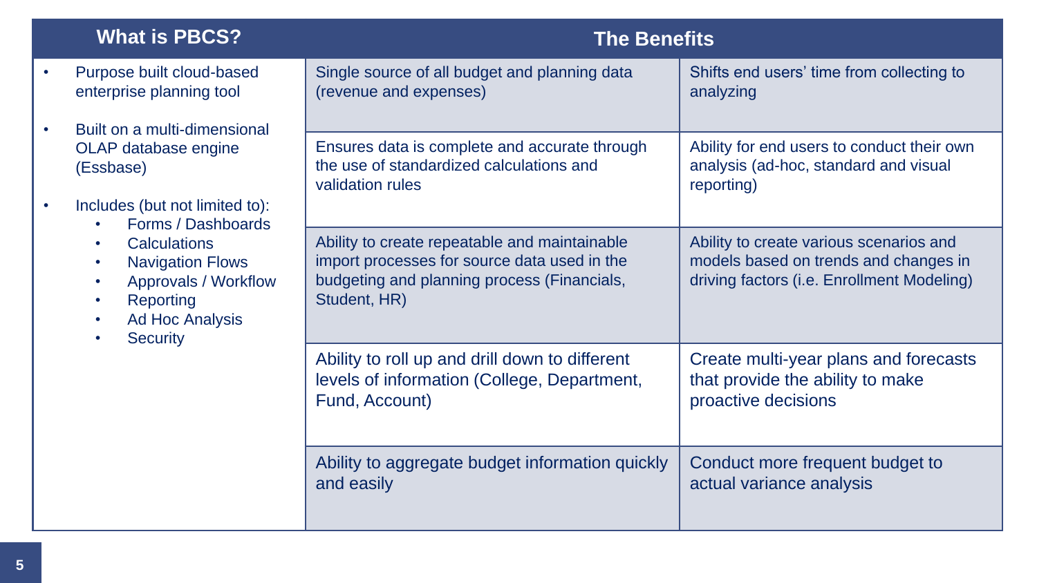## What is PBCS?

- Purpose built cloud-based enterprise planning tool
- Built on a multi-dimensional OLAP database engine (Essbase)
- Includes (but not limited to):
  - Forms / Dashboards
  - Calculations
  - Navigation Flows
  - Approvals / Workflow
  - Reporting
  - Ad Hoc Analysis
  - Security

## The Benefits

| | |
|---|---|
| Single source of all budget and planning data (revenue and expenses) | Shifts end users' time from collecting to analyzing |
| Ensures data is complete and accurate through the use of standardized calculations and validation rules | Ability for end users to conduct their own analysis (ad-hoc, standard and visual reporting) |
| Ability to create repeatable and maintainable import processes for source data used in the budgeting and planning process (Financials, Student, HR) | Ability to create various scenarios and models based on trends and changes in driving factors (i.e. Enrollment Modeling) |
| Ability to roll up and drill down to different levels of information (College, Department, Fund, Account) | Create multi-year plans and forecasts that provide the ability to make proactive decisions |
| Ability to aggregate budget information quickly and easily | Conduct more frequent budget to actual variance analysis |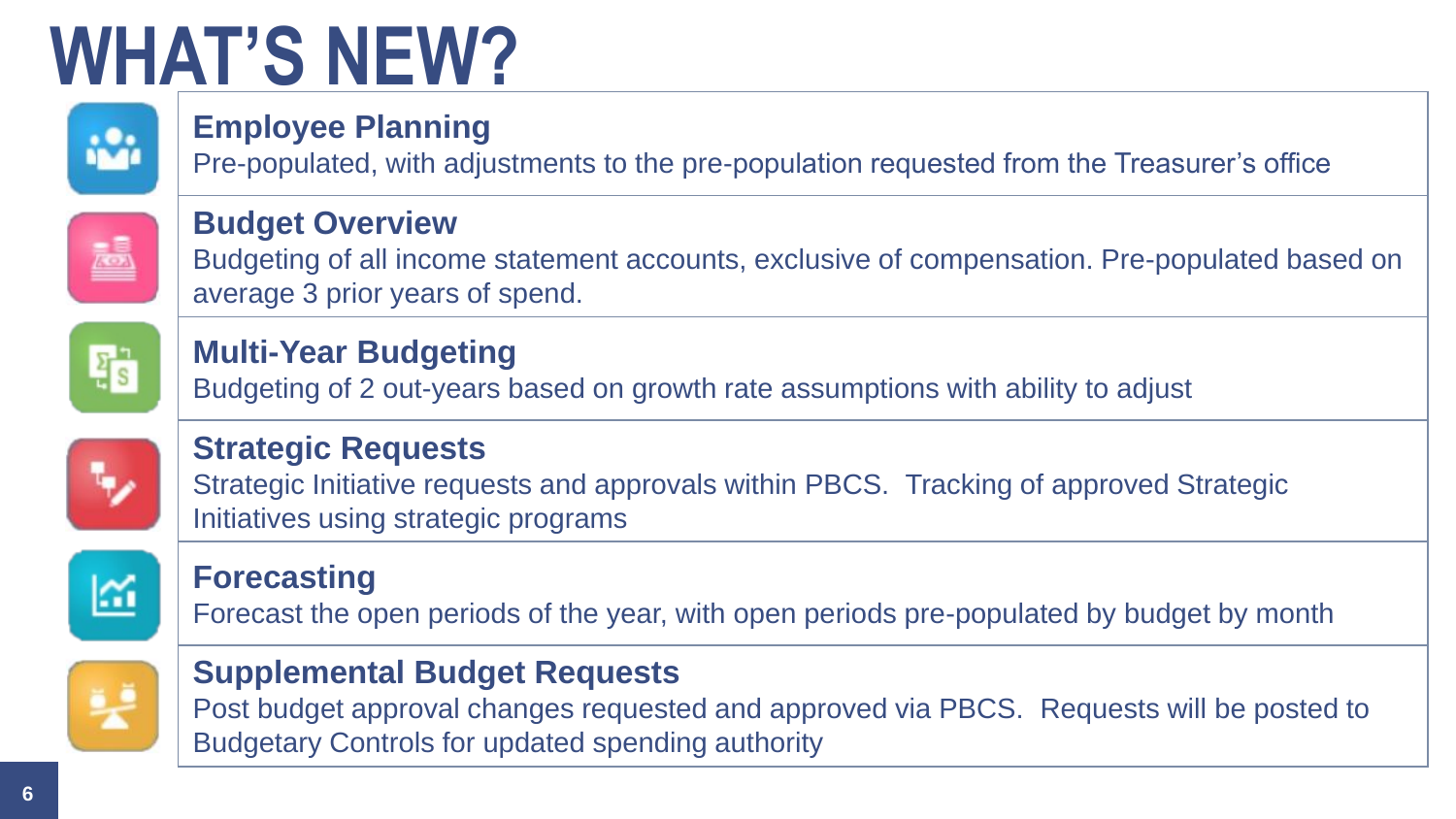# WHAT'S NEW?

### Employee Planning
Pre-populated, with adjustments to the pre-population requested from the Treasurer's office

### Budget Overview
Budgeting of all income statement accounts, exclusive of compensation. Pre-populated based on average 3 prior years of spend.

### Multi-Year Budgeting
Budgeting of 2 out-years based on growth rate assumptions with ability to adjust

### Strategic Requests
Strategic Initiative requests and approvals within PBCS. Tracking of approved Strategic Initiatives using strategic programs

### Forecasting
Forecast the open periods of the year, with open periods pre-populated by budget by month

### Supplemental Budget Requests
Post budget approval changes requested and approved via PBCS. Requests will be posted to Budgetary Controls for updated spending authority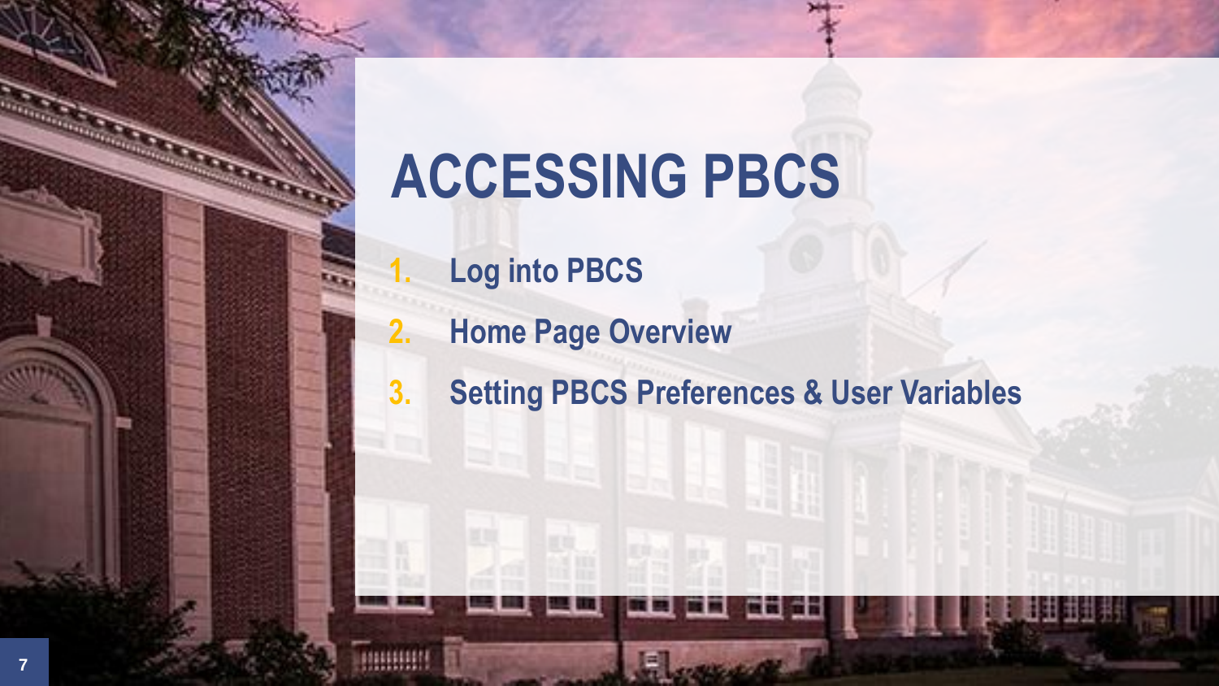# ACCESSING PBCS

1. Log into PBCS
2. Home Page Overview
3. Setting PBCS Preferences & User Variables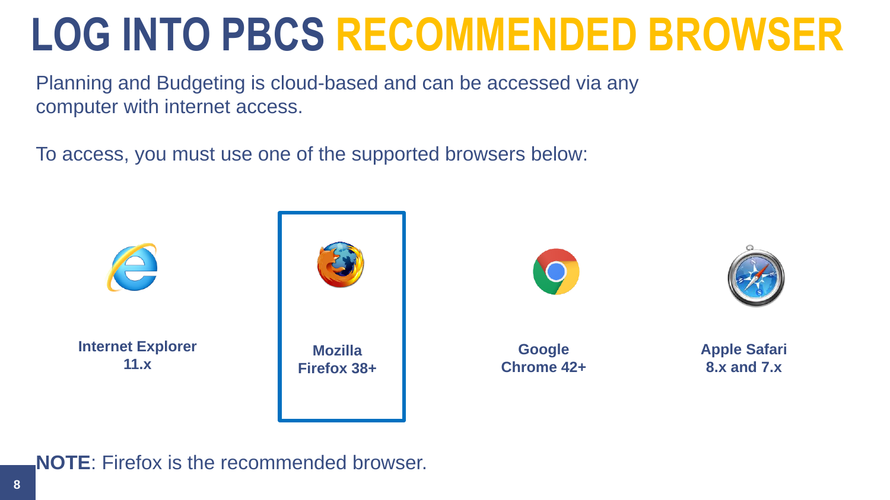# LOG INTO PBCS RECOMMENDED BROWSER

Planning and Budgeting is cloud-based and can be accessed via any computer with internet access.

To access, you must use one of the supported browsers below:

- **Internet Explorer 11.x**
- **Mozilla Firefox 38+**
- **Google Chrome 42+**
- **Apple Safari 8.x and 7.x**

**NOTE**: Firefox is the recommended browser.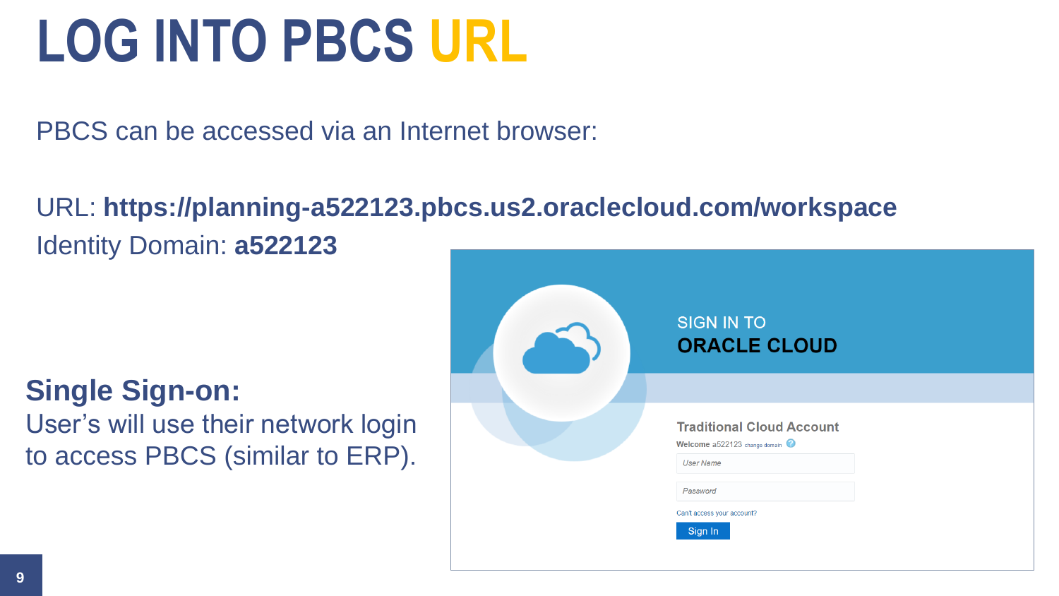# LOG INTO PBCS URL

PBCS can be accessed via an Internet browser:

URL: **https://planning-a522123.pbcs.us2.oraclecloud.com/workspace**

Identity Domain: **a522123**

**Single Sign-on:**

User's will use their network login to access PBCS (similar to ERP).

SIGN IN TO
**ORACLE CLOUD**

Traditional Cloud Account

Welcome a522123 change domain

User Name

Password

Can't access your account?

Sign In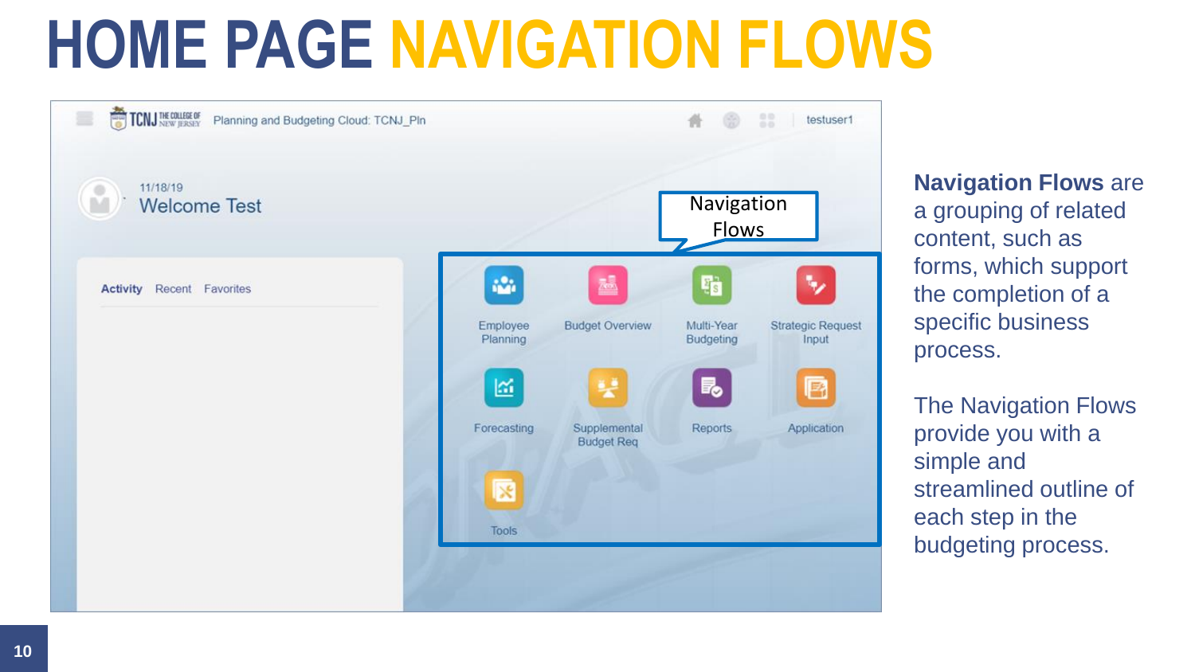# HOME PAGE NAVIGATION FLOWS

Planning and Budgeting Cloud: TCNJ_Pln

testuser1

11/18/19

Welcome Test

Activity Recent Favorites

Navigation Flows

Employee Planning | Budget Overview | Multi-Year Budgeting | Strategic Request Input

Forecasting | Supplemental Budget Req | Reports | Application

Tools

**Navigation Flows** are a grouping of related content, such as forms, which support the completion of a specific business process.

The Navigation Flows provide you with a simple and streamlined outline of each step in the budgeting process.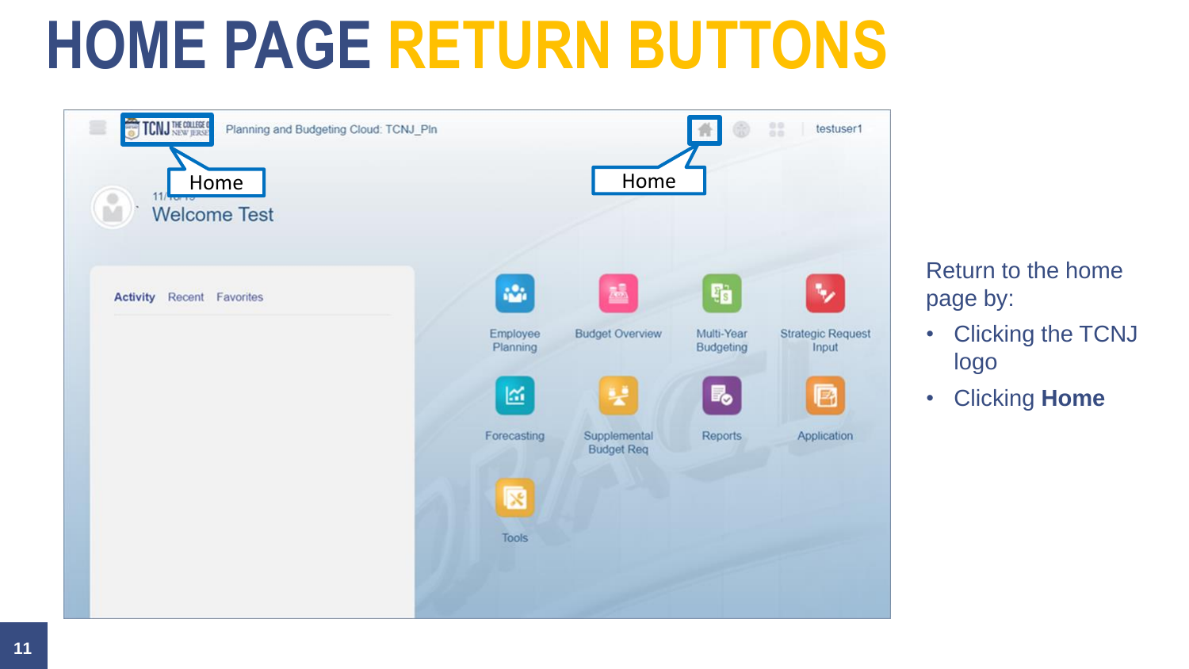# HOME PAGE RETURN BUTTONS

Return to the home page by:

- Clicking the TCNJ logo
- Clicking **Home**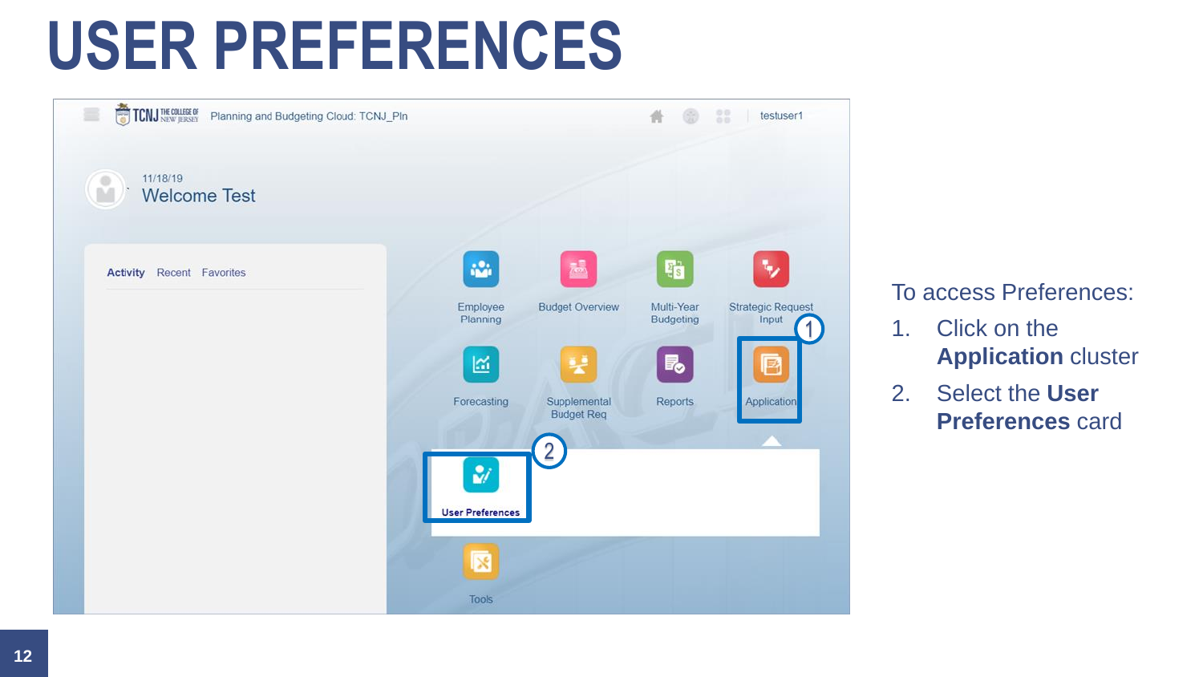# USER PREFERENCES

To access Preferences:

1. Click on the **Application** cluster
2. Select the **User Preferences** card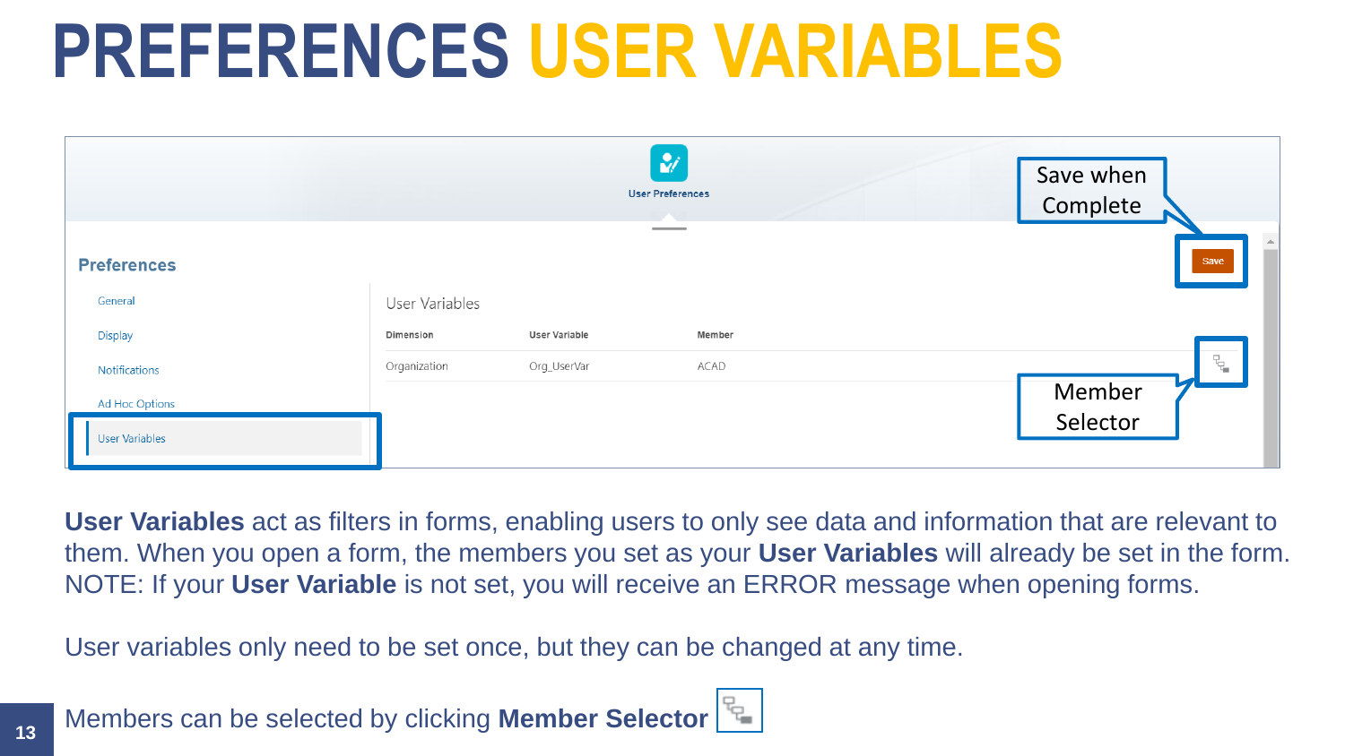# PREFERENCES USER VARIABLES

User Preferences

Save when Complete

Save

**Preferences**

- General
- Display
- Notifications
- Ad Hoc Options
- User Variables

User Variables

| Dimension | User Variable | Member |
|---|---|---|
| Organization | Org_UserVar | ACAD |

Member Selector

**User Variables** act as filters in forms, enabling users to only see data and information that are relevant to them. When you open a form, the members you set as your **User Variables** will already be set in the form. NOTE: If your **User Variable** is not set, you will receive an ERROR message when opening forms.

User variables only need to be set once, but they can be changed at any time.

Members can be selected by clicking **Member Selector**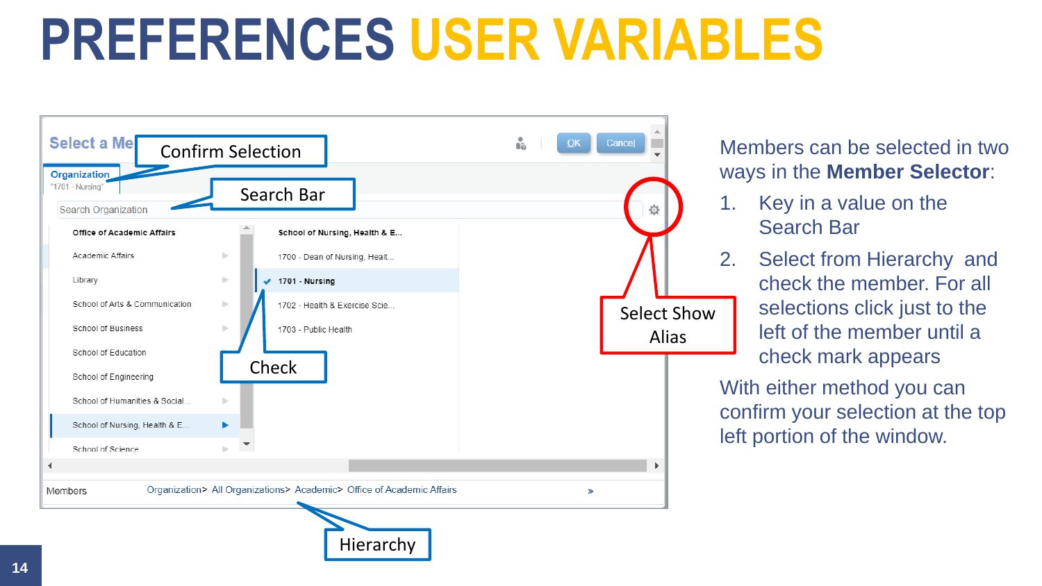# PREFERENCES USER VARIABLES

Confirm Selection

Search Bar

Select Show Alias

Check

Hierarchy

Members can be selected in two ways in the **Member Selector**:

1. Key in a value on the Search Bar
2. Select from Hierarchy and check the member. For all selections click just to the left of the member until a check mark appears

With either method you can confirm your selection at the top left portion of the window.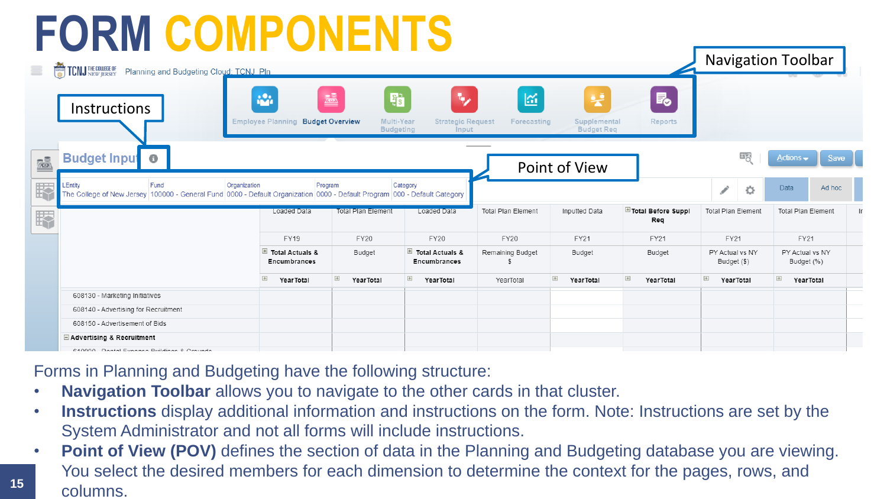# FORM COMPONENTS

Forms in Planning and Budgeting have the following structure:

- **Navigation Toolbar** allows you to navigate to the other cards in that cluster.
- **Instructions** display additional information and instructions on the form. Note: Instructions are set by the System Administrator and not all forms will include instructions.
- **Point of View (POV)** defines the section of data in the Planning and Budgeting database you are viewing. You select the desired members for each dimension to determine the context for the pages, rows, and columns.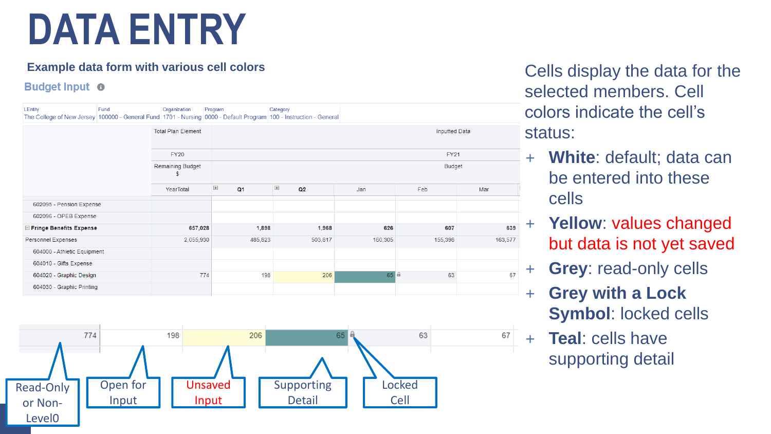# DATA ENTRY

**Example data form with various cell colors**

**Budget Input**

| LEntity | Fund | Organization | Program | Category |
|---|---|---|---|---|
| The College of New Jersey | 100000 - General Fund | 1701 - Nursing | 0000 - Default Program | 100 - Instruction - General |

| | Total Plan Element | Inputted Data | | | | |
|---|---|---|---|---|---|---|
| | FY20 | FY21 | | | | |
| | Remaining Budget $ | Budget | | | | |
| | YearTotal | Q1 | Q2 | Jan | Feb | Mar |
| 602095 - Pension Expense | | | | | | |
| 602096 - OPEB Expense | | | | | | |
| Fringe Benefits Expense | 657,028 | 1,898 | 1,968 | 626 | 607 | 639 |
| Personnel Expenses | 2,055,930 | 485,823 | 503,817 | 160,305 | 155,398 | 163,577 |
| 604000 - Athletic Equipment | | | | | | |
| 604010 - Gifts Expense | | | | | | |
| 604020 - Graphic Design | 774 | 198 | 206 | 65 | 63 | 67 |
| 604030 - Graphic Printing | | | | | | |

| 774 | 198 | 206 | 65 | 63 | 67 |
|---|---|---|---|---|---|
| Read-Only or Non-Level0 | Open for Input | Unsaved Input | Supporting Detail | Locked Cell | |

Cells display the data for the selected members. Cell colors indicate the cell's status:

- **White**: default; data can be entered into these cells
- **Yellow**: values changed but data is not yet saved
- **Grey**: read-only cells
- **Grey with a Lock Symbol**: locked cells
- **Teal**: cells have supporting detail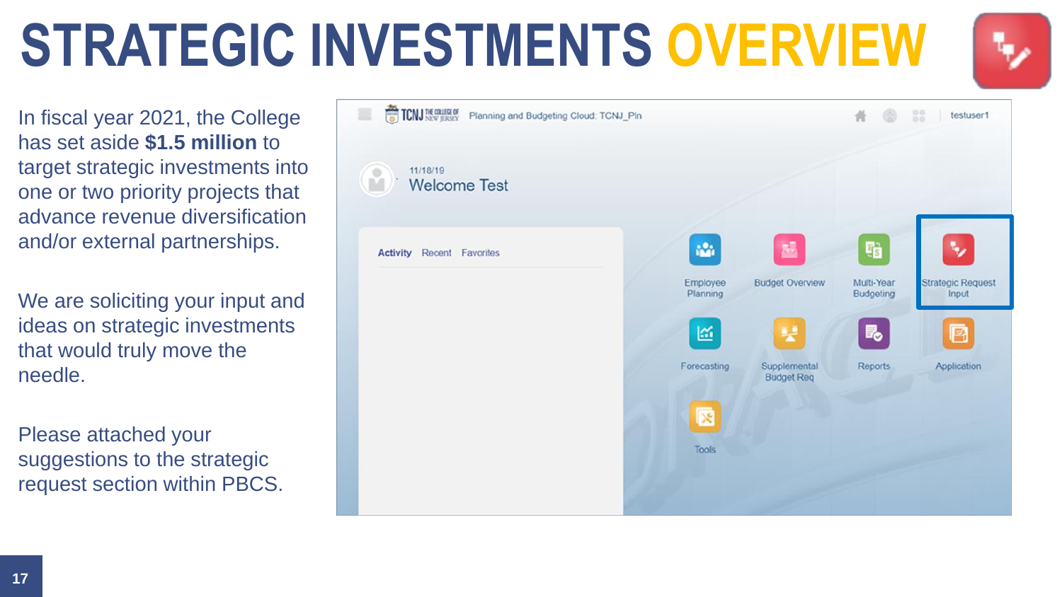# STRATEGIC INVESTMENTS OVERVIEW

In fiscal year 2021, the College has set aside **$1.5 million** to target strategic investments into one or two priority projects that advance revenue diversification and/or external partnerships.

We are soliciting your input and ideas on strategic investments that would truly move the needle.

Please attached your suggestions to the strategic request section within PBCS.